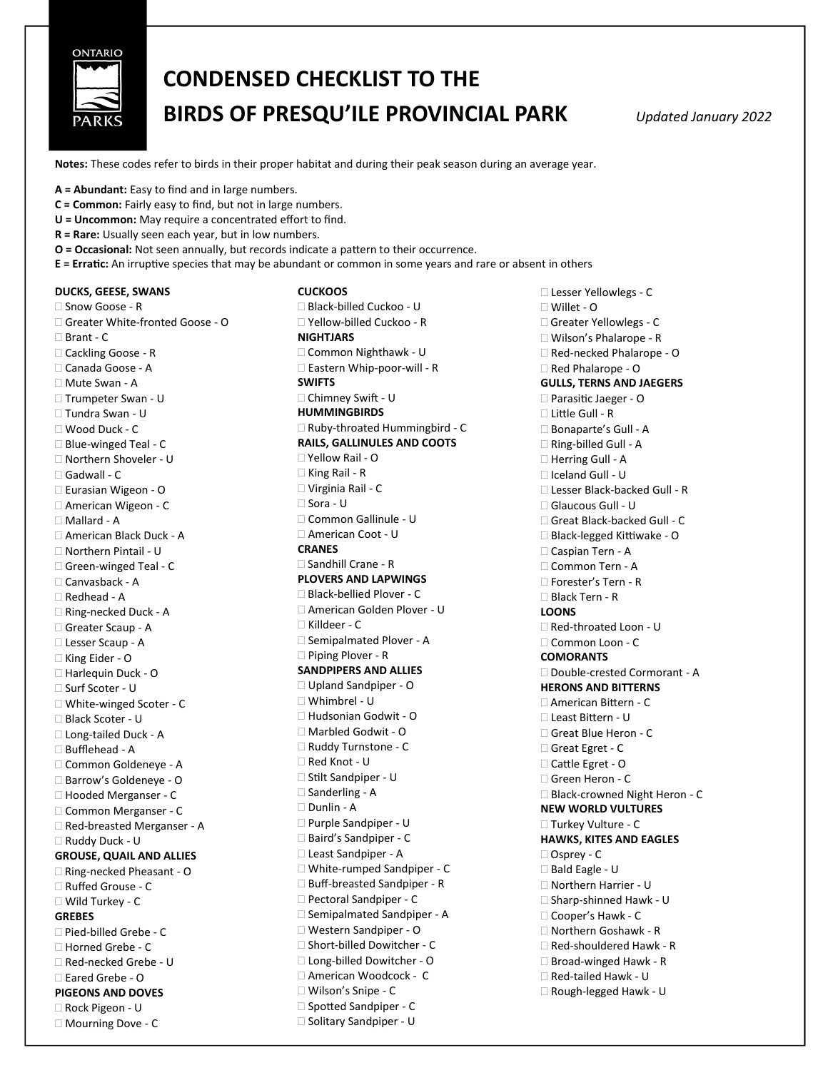# CONDENSED CHECKLIST TO THE BIRDS OF PRESQU'ILE PROVINCIAL PARK

*Updated January 2022*

**Notes:** These codes refer to birds in their proper habitat and during their peak season during an average year.

**A = Abundant:** Easy to find and in large numbers.
**C = Common:** Fairly easy to find, but not in large numbers.
**U = Uncommon:** May require a concentrated effort to find.
**R = Rare:** Usually seen each year, but in low numbers.
**O = Occasional:** Not seen annually, but records indicate a pattern to their occurrence.
**E = Erratic:** An irruptive species that may be abundant or common in some years and rare or absent in others

**DUCKS, GEESE, SWANS**

- ☐ Snow Goose - R
- ☐ Greater White-fronted Goose - O
- ☐ Brant - C
- ☐ Cackling Goose - R
- ☐ Canada Goose - A
- ☐ Mute Swan - A
- ☐ Trumpeter Swan - U
- ☐ Tundra Swan - U
- ☐ Wood Duck - C
- ☐ Blue-winged Teal - C
- ☐ Northern Shoveler - U
- ☐ Gadwall - C
- ☐ Eurasian Wigeon - O
- ☐ American Wigeon - C
- ☐ Mallard - A
- ☐ American Black Duck - A
- ☐ Northern Pintail - U
- ☐ Green-winged Teal - C
- ☐ Canvasback - A
- ☐ Redhead - A
- ☐ Ring-necked Duck - A
- ☐ Greater Scaup - A
- ☐ Lesser Scaup - A
- ☐ King Eider - O
- ☐ Harlequin Duck - O
- ☐ Surf Scoter - U
- ☐ White-winged Scoter - C
- ☐ Black Scoter - U
- ☐ Long-tailed Duck - A
- ☐ Bufflehead - A
- ☐ Common Goldeneye - A
- ☐ Barrow's Goldeneye - O
- ☐ Hooded Merganser - C
- ☐ Common Merganser - C
- ☐ Red-breasted Merganser - A
- ☐ Ruddy Duck - U

**GROUSE, QUAIL AND ALLIES**

- ☐ Ring-necked Pheasant - O
- ☐ Ruffed Grouse - C
- ☐ Wild Turkey - C

**GREBES**

- ☐ Pied-billed Grebe - C
- ☐ Horned Grebe - C
- ☐ Red-necked Grebe - U
- ☐ Eared Grebe - O

**PIGEONS AND DOVES**

- ☐ Rock Pigeon - U
- ☐ Mourning Dove - C

**CUCKOOS**

- ☐ Black-billed Cuckoo - U
- ☐ Yellow-billed Cuckoo - R

**NIGHTJARS**

- ☐ Common Nighthawk - U
- ☐ Eastern Whip-poor-will - R

**SWIFTS**

- ☐ Chimney Swift - U

**HUMMINGBIRDS**

- ☐ Ruby-throated Hummingbird - C

**RAILS, GALLINULES AND COOTS**

- ☐ Yellow Rail - O
- ☐ King Rail - R
- ☐ Virginia Rail - C
- ☐ Sora - U
- ☐ Common Gallinule - U
- ☐ American Coot - U

**CRANES**

- ☐ Sandhill Crane - R

**PLOVERS AND LAPWINGS**

- ☐ Black-bellied Plover - C
- ☐ American Golden Plover - U
- ☐ Killdeer - C
- ☐ Semipalmated Plover - A
- ☐ Piping Plover - R

**SANDPIPERS AND ALLIES**

- ☐ Upland Sandpiper - O
- ☐ Whimbrel - U
- ☐ Hudsonian Godwit - O
- ☐ Marbled Godwit - O
- ☐ Ruddy Turnstone - C
- ☐ Red Knot - U
- ☐ Stilt Sandpiper - U
- ☐ Sanderling - A
- ☐ Dunlin - A
- ☐ Purple Sandpiper - U
- ☐ Baird's Sandpiper - C
- ☐ Least Sandpiper - A
- ☐ White-rumped Sandpiper - C
- ☐ Buff-breasted Sandpiper - R
- ☐ Pectoral Sandpiper - C
- ☐ Semipalmated Sandpiper - A
- ☐ Western Sandpiper - O
- ☐ Short-billed Dowitcher - C
- ☐ Long-billed Dowitcher - O
- ☐ American Woodcock - C
- ☐ Wilson's Snipe - C
- ☐ Spotted Sandpiper - C
- ☐ Solitary Sandpiper - U
- ☐ Lesser Yellowlegs - C
- ☐ Willet - O
- ☐ Greater Yellowlegs - C
- ☐ Wilson's Phalarope - R
- ☐ Red-necked Phalarope - O
- ☐ Red Phalarope - O

**GULLS, TERNS AND JAEGERS**

- ☐ Parasitic Jaeger - O
- ☐ Little Gull - R
- ☐ Bonaparte's Gull - A
- ☐ Ring-billed Gull - A
- ☐ Herring Gull - A
- ☐ Iceland Gull - U
- ☐ Lesser Black-backed Gull - R
- ☐ Glaucous Gull - U
- ☐ Great Black-backed Gull - C
- ☐ Black-legged Kittiwake - O
- ☐ Caspian Tern - A
- ☐ Common Tern - A
- ☐ Forester's Tern - R
- ☐ Black Tern - R

**LOONS**

- ☐ Red-throated Loon - U
- ☐ Common Loon - C

**COMORANTS**

- ☐ Double-crested Cormorant - A

**HERONS AND BITTERNS**

- ☐ American Bittern - C
- ☐ Least Bittern - U
- ☐ Great Blue Heron - C
- ☐ Great Egret - C
- ☐ Cattle Egret - O
- ☐ Green Heron - C
- ☐ Black-crowned Night Heron - C

**NEW WORLD VULTURES**

- ☐ Turkey Vulture - C

**HAWKS, KITES AND EAGLES**

- ☐ Osprey - C
- ☐ Bald Eagle - U
- ☐ Northern Harrier - U
- ☐ Sharp-shinned Hawk - U
- ☐ Cooper's Hawk - C
- ☐ Northern Goshawk - R
- ☐ Red-shouldered Hawk - R
- ☐ Broad-winged Hawk - R
- ☐ Red-tailed Hawk - U
- ☐ Rough-legged Hawk - U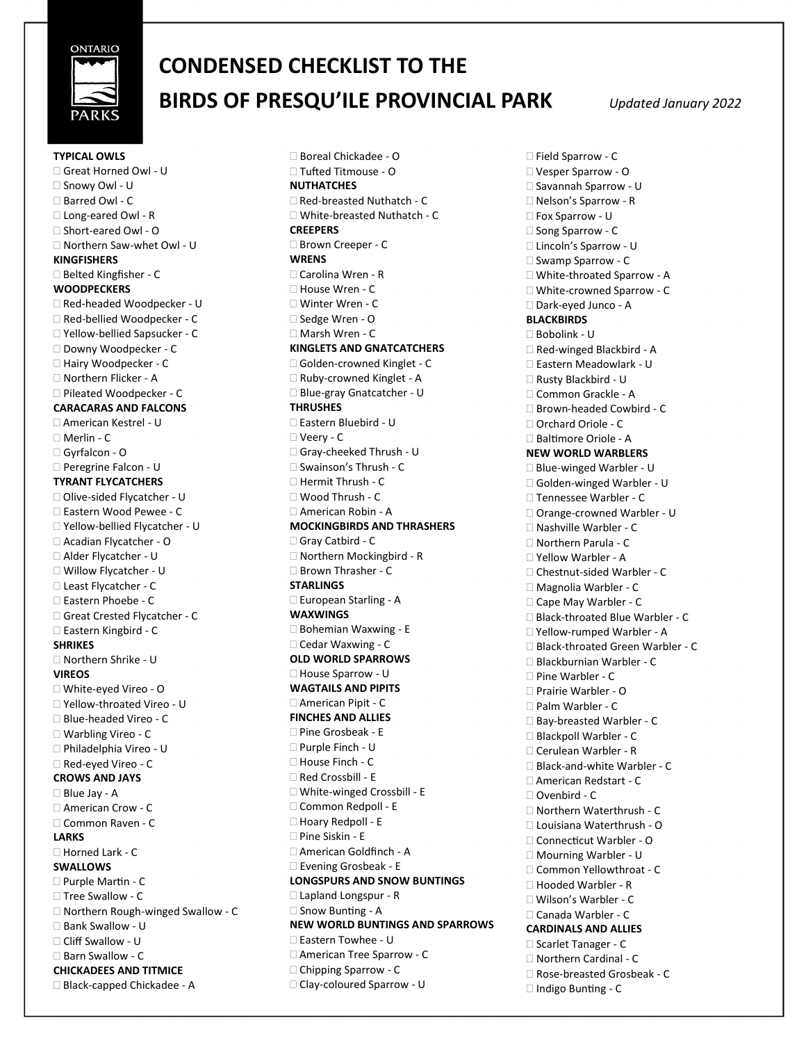# CONDENSED CHECKLIST TO THE BIRDS OF PRESQU'ILE PROVINCIAL PARK

*Updated January 2022*

**TYPICAL OWLS**
- ☐ Great Horned Owl - U
- ☐ Snowy Owl - U
- ☐ Barred Owl - C
- ☐ Long-eared Owl - R
- ☐ Short-eared Owl - O
- ☐ Northern Saw-whet Owl - U

**KINGFISHERS**
- ☐ Belted Kingfisher - C

**WOODPECKERS**
- ☐ Red-headed Woodpecker - U
- ☐ Red-bellied Woodpecker - C
- ☐ Yellow-bellied Sapsucker - C
- ☐ Downy Woodpecker - C
- ☐ Hairy Woodpecker - C
- ☐ Northern Flicker - A
- ☐ Pileated Woodpecker - C

**CARACARAS AND FALCONS**
- ☐ American Kestrel - U
- ☐ Merlin - C
- ☐ Gyrfalcon - O
- ☐ Peregrine Falcon - U

**TYRANT FLYCATCHERS**
- ☐ Olive-sided Flycatcher - U
- ☐ Eastern Wood Pewee - C
- ☐ Yellow-bellied Flycatcher - U
- ☐ Acadian Flycatcher - O
- ☐ Alder Flycatcher - U
- ☐ Willow Flycatcher - U
- ☐ Least Flycatcher - C
- ☐ Eastern Phoebe - C
- ☐ Great Crested Flycatcher - C
- ☐ Eastern Kingbird - C

**SHRIKES**
- ☐ Northern Shrike - U

**VIREOS**
- ☐ White-eyed Vireo - O
- ☐ Yellow-throated Vireo - U
- ☐ Blue-headed Vireo - C
- ☐ Warbling Vireo - C
- ☐ Philadelphia Vireo - U
- ☐ Red-eyed Vireo - C

**CROWS AND JAYS**
- ☐ Blue Jay - A
- ☐ American Crow - C
- ☐ Common Raven - C

**LARKS**
- ☐ Horned Lark - C

**SWALLOWS**
- ☐ Purple Martin - C
- ☐ Tree Swallow - C
- ☐ Northern Rough-winged Swallow - C
- ☐ Bank Swallow - U
- ☐ Cliff Swallow - U
- ☐ Barn Swallow - C

**CHICKADEES AND TITMICE**
- ☐ Black-capped Chickadee - A
- ☐ Boreal Chickadee - O
- ☐ Tufted Titmouse - O

**NUTHATCHES**
- ☐ Red-breasted Nuthatch - C
- ☐ White-breasted Nuthatch - C

**CREEPERS**
- ☐ Brown Creeper - C

**WRENS**
- ☐ Carolina Wren - R
- ☐ House Wren - C
- ☐ Winter Wren - C
- ☐ Sedge Wren - O
- ☐ Marsh Wren - C

**KINGLETS AND GNATCATCHERS**
- ☐ Golden-crowned Kinglet - C
- ☐ Ruby-crowned Kinglet - A
- ☐ Blue-gray Gnatcatcher - U

**THRUSHES**
- ☐ Eastern Bluebird - U
- ☐ Veery - C
- ☐ Gray-cheeked Thrush - U
- ☐ Swainson's Thrush - C
- ☐ Hermit Thrush - C
- ☐ Wood Thrush - C
- ☐ American Robin - A

**MOCKINGBIRDS AND THRASHERS**
- ☐ Gray Catbird - C
- ☐ Northern Mockingbird - R
- ☐ Brown Thrasher - C

**STARLINGS**
- ☐ European Starling - A

**WAXWINGS**
- ☐ Bohemian Waxwing - E
- ☐ Cedar Waxwing - C

**OLD WORLD SPARROWS**
- ☐ House Sparrow - U

**WAGTAILS AND PIPITS**
- ☐ American Pipit - C

**FINCHES AND ALLIES**
- ☐ Pine Grosbeak - E
- ☐ Purple Finch - U
- ☐ House Finch - C
- ☐ Red Crossbill - E
- ☐ White-winged Crossbill - E
- ☐ Common Redpoll - E
- ☐ Hoary Redpoll - E
- ☐ Pine Siskin - E
- ☐ American Goldfinch - A
- ☐ Evening Grosbeak - E

**LONGSPURS AND SNOW BUNTINGS**
- ☐ Lapland Longspur - R
- ☐ Snow Bunting - A

**NEW WORLD BUNTINGS AND SPARROWS**
- ☐ Eastern Towhee - U
- ☐ American Tree Sparrow - C
- ☐ Chipping Sparrow - C
- ☐ Clay-coloured Sparrow - U
- ☐ Field Sparrow - C
- ☐ Vesper Sparrow - O
- ☐ Savannah Sparrow - U
- ☐ Nelson's Sparrow - R
- ☐ Fox Sparrow - U
- ☐ Song Sparrow - C
- ☐ Lincoln's Sparrow - U
- ☐ Swamp Sparrow - C
- ☐ White-throated Sparrow - A
- ☐ White-crowned Sparrow - C
- ☐ Dark-eyed Junco - A

**BLACKBIRDS**
- ☐ Bobolink - U
- ☐ Red-winged Blackbird - A
- ☐ Eastern Meadowlark - U
- ☐ Rusty Blackbird - U
- ☐ Common Grackle - A
- ☐ Brown-headed Cowbird - C
- ☐ Orchard Oriole - C
- ☐ Baltimore Oriole - A

**NEW WORLD WARBLERS**
- ☐ Blue-winged Warbler - U
- ☐ Golden-winged Warbler - U
- ☐ Tennessee Warbler - C
- ☐ Orange-crowned Warbler - U
- ☐ Nashville Warbler - C
- ☐ Northern Parula - C
- ☐ Yellow Warbler - A
- ☐ Chestnut-sided Warbler - C
- ☐ Magnolia Warbler - C
- ☐ Cape May Warbler - C
- ☐ Black-throated Blue Warbler - C
- ☐ Yellow-rumped Warbler - A
- ☐ Black-throated Green Warbler - C
- ☐ Blackburnian Warbler - C
- ☐ Pine Warbler - C
- ☐ Prairie Warbler - O
- ☐ Palm Warbler - C
- ☐ Bay-breasted Warbler - C
- ☐ Blackpoll Warbler - C
- ☐ Cerulean Warbler - R
- ☐ Black-and-white Warbler - C
- ☐ American Redstart - C
- ☐ Ovenbird - C
- ☐ Northern Waterthrush - C
- ☐ Louisiana Waterthrush - O
- ☐ Connecticut Warbler - O
- ☐ Mourning Warbler - U
- ☐ Common Yellowthroat - C
- ☐ Hooded Warbler - R
- ☐ Wilson's Warbler - C
- ☐ Canada Warbler - C

**CARDINALS AND ALLIES**
- ☐ Scarlet Tanager - C
- ☐ Northern Cardinal - C
- ☐ Rose-breasted Grosbeak - C
- ☐ Indigo Bunting - C